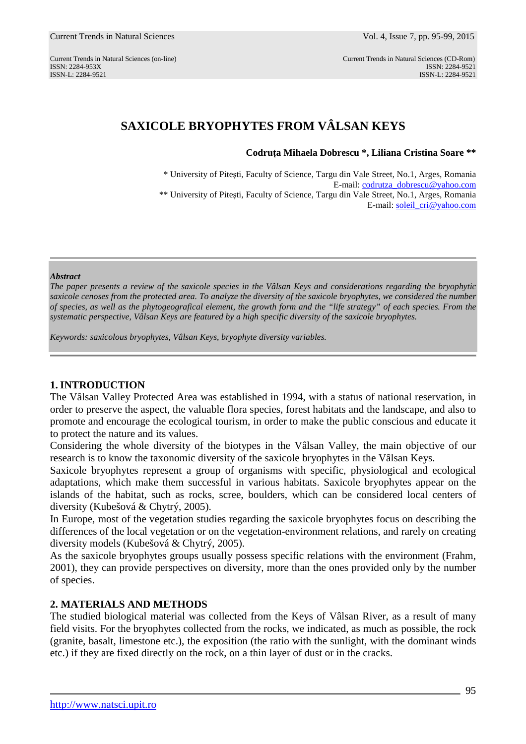# SAXICOLE BRYOPHYTES FROM VÂLSAN KEYS

**Codruța Mihaela Dobrescu *, Liliana Cristina Soare ****

\* University of Pitești, Faculty of Science, Targu din Vale Street, No.1, Arges, Romania
E-mail: codrutza_dobrescu@yahoo.com
** University of Pitești, Faculty of Science, Targu din Vale Street, No.1, Arges, Romania
E-mail: soleil_cri@yahoo.com

***Abstract***

*The paper presents a review of the saxicole species in the Vâlsan Keys and considerations regarding the bryophytic saxicole cenoses from the protected area. To analyze the diversity of the saxicole bryophytes, we considered the number of species, as well as the phytogeografical element, the growth form and the "life strategy" of each species. From the systematic perspective, Vâlsan Keys are featured by a high specific diversity of the saxicole bryophytes.*

*Keywords: saxicolous bryophytes, Vâlsan Keys, bryophyte diversity variables.*

## 1. INTRODUCTION

The Vâlsan Valley Protected Area was established in 1994, with a status of national reservation, in order to preserve the aspect, the valuable flora species, forest habitats and the landscape, and also to promote and encourage the ecological tourism, in order to make the public conscious and educate it to protect the nature and its values.

Considering the whole diversity of the biotypes in the Vâlsan Valley, the main objective of our research is to know the taxonomic diversity of the saxicole bryophytes in the Vâlsan Keys.

Saxicole bryophytes represent a group of organisms with specific, physiological and ecological adaptations, which make them successful in various habitats. Saxicole bryophytes appear on the islands of the habitat, such as rocks, scree, boulders, which can be considered local centers of diversity (Kubešová & Chytrý, 2005).

In Europe, most of the vegetation studies regarding the saxicole bryophytes focus on describing the differences of the local vegetation or on the vegetation-environment relations, and rarely on creating diversity models (Kubešová & Chytrý, 2005).

As the saxicole bryophytes groups usually possess specific relations with the environment (Frahm, 2001), they can provide perspectives on diversity, more than the ones provided only by the number of species.

## 2. MATERIALS AND METHODS

The studied biological material was collected from the Keys of Vâlsan River, as a result of many field visits. For the bryophytes collected from the rocks, we indicated, as much as possible, the rock (granite, basalt, limestone etc.), the exposition (the ratio with the sunlight, with the dominant winds etc.) if they are fixed directly on the rock, on a thin layer of dust or in the cracks.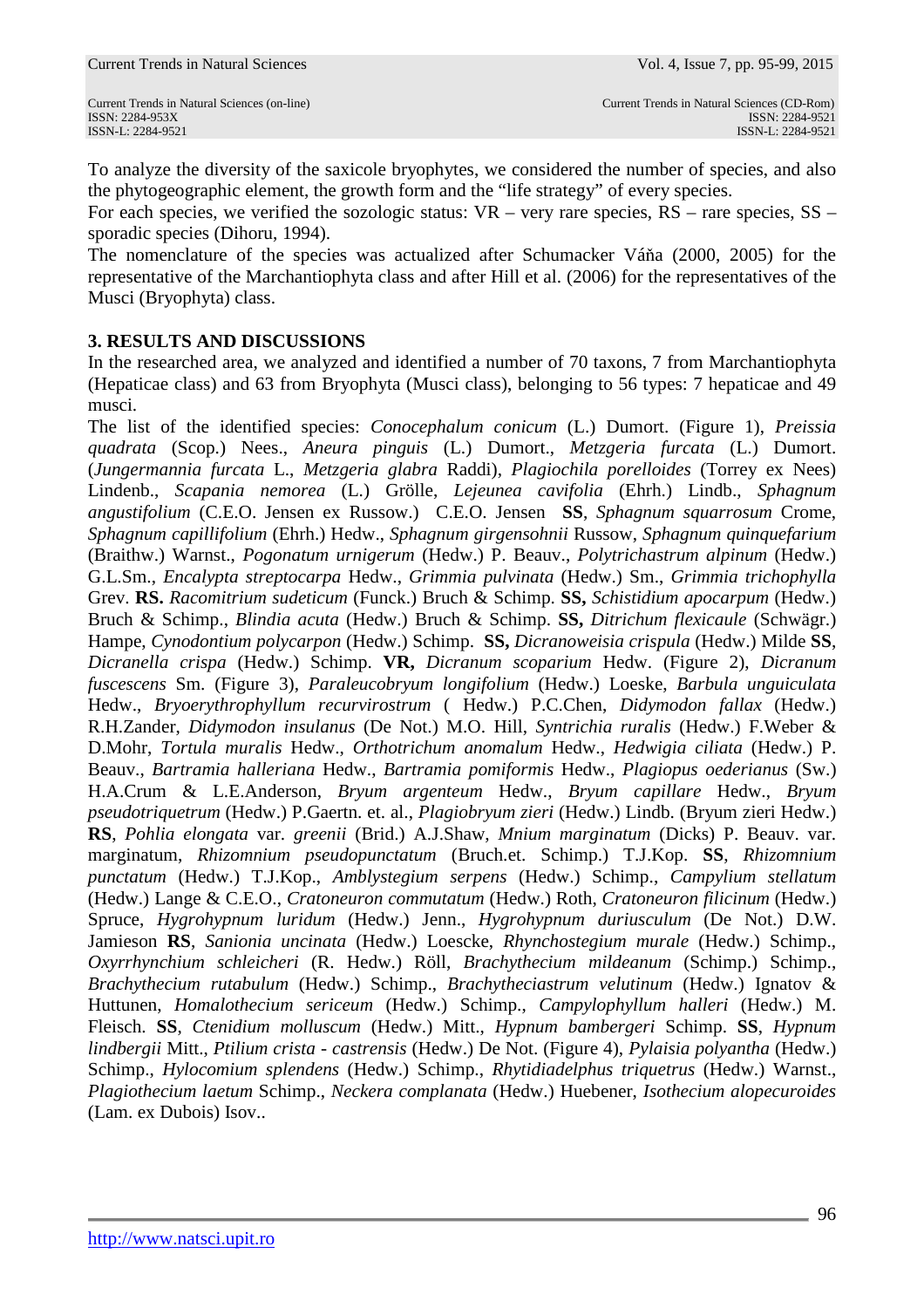To analyze the diversity of the saxicole bryophytes, we considered the number of species, and also the phytogeographic element, the growth form and the "life strategy" of every species.

For each species, we verified the sozologic status: VR – very rare species, RS – rare species, SS – sporadic species (Dihoru, 1994).

The nomenclature of the species was actualized after Schumacker Váňa (2000, 2005) for the representative of the Marchantiophyta class and after Hill et al. (2006) for the representatives of the Musci (Bryophyta) class.

## 3. RESULTS AND DISCUSSIONS

In the researched area, we analyzed and identified a number of 70 taxons, 7 from Marchantiophyta (Hepaticae class) and 63 from Bryophyta (Musci class), belonging to 56 types: 7 hepaticae and 49 musci.

The list of the identified species: *Conocephalum conicum* (L.) Dumort. (Figure 1), *Preissia quadrata* (Scop.) Nees., *Aneura pinguis* (L.) Dumort., *Metzgeria furcata* (L.) Dumort. (*Jungermannia furcata* L., *Metzgeria glabra* Raddi), *Plagiochila porelloides* (Torrey ex Nees) Lindenb., *Scapania nemorea* (L.) Grölle, *Lejeunea cavifolia* (Ehrh.) Lindb., *Sphagnum angustifolium* (C.E.O. Jensen ex Russow.) C.E.O. Jensen **SS**, *Sphagnum squarrosum* Crome, *Sphagnum capillifolium* (Ehrh.) Hedw., *Sphagnum girgensohnii* Russow, *Sphagnum quinquefarium* (Braithw.) Warnst., *Pogonatum urnigerum* (Hedw.) P. Beauv., *Polytrichastrum alpinum* (Hedw.) G.L.Sm., *Encalypta streptocarpa* Hedw., *Grimmia pulvinata* (Hedw.) Sm., *Grimmia trichophylla* Grev. **RS.** *Racomitrium sudeticum* (Funck.) Bruch & Schimp. **SS,** *Schistidium apocarpum* (Hedw.) Bruch & Schimp., *Blindia acuta* (Hedw.) Bruch & Schimp. **SS,** *Ditrichum flexicaule* (Schwägr.) Hampe, *Cynodontium polycarpon* (Hedw.) Schimp. **SS,** *Dicranoweisia crispula* (Hedw.) Milde **SS**, *Dicranella crispa* (Hedw.) Schimp. **VR,** *Dicranum scoparium* Hedw. (Figure 2), *Dicranum fuscescens* Sm. (Figure 3), *Paraleucobryum longifolium* (Hedw.) Loeske, *Barbula unguiculata* Hedw., *Bryoerythrophyllum recurvirostrum* ( Hedw.) P.C.Chen, *Didymodon fallax* (Hedw.) R.H.Zander, *Didymodon insulanus* (De Not.) M.O. Hill, *Syntrichia ruralis* (Hedw.) F.Weber & D.Mohr, *Tortula muralis* Hedw., *Orthotrichum anomalum* Hedw., *Hedwigia ciliata* (Hedw.) P. Beauv., *Bartramia halleriana* Hedw., *Bartramia pomiformis* Hedw., *Plagiopus oederianus* (Sw.) H.A.Crum & L.E.Anderson, *Bryum argenteum* Hedw., *Bryum capillare* Hedw., *Bryum pseudotriquetrum* (Hedw.) P.Gaertn. et. al., *Plagiobryum zieri* (Hedw.) Lindb. (Bryum zieri Hedw.) **RS**, *Pohlia elongata* var. *greenii* (Brid.) A.J.Shaw, *Mnium marginatum* (Dicks) P. Beauv. var. marginatum, *Rhizomnium pseudopunctatum* (Bruch.et. Schimp.) T.J.Kop. **SS**, *Rhizomnium punctatum* (Hedw.) T.J.Kop., *Amblystegium serpens* (Hedw.) Schimp., *Campylium stellatum* (Hedw.) Lange & C.E.O., *Cratoneuron commutatum* (Hedw.) Roth, *Cratoneuron filicinum* (Hedw.) Spruce, *Hygrohypnum luridum* (Hedw.) Jenn., *Hygrohypnum duriusculum* (De Not.) D.W. Jamieson **RS**, *Sanionia uncinata* (Hedw.) Loescke, *Rhynchostegium murale* (Hedw.) Schimp., *Oxyrrhynchium schleicheri* (R. Hedw.) Röll, *Brachythecium mildeanum* (Schimp.) Schimp., *Brachythecium rutabulum* (Hedw.) Schimp., *Brachytheciastrum velutinum* (Hedw.) Ignatov & Huttunen, *Homalothecium sericeum* (Hedw.) Schimp., *Campylophyllum halleri* (Hedw.) M. Fleisch. **SS**, *Ctenidium molluscum* (Hedw.) Mitt., *Hypnum bambergeri* Schimp. **SS**, *Hypnum lindbergii* Mitt., *Ptilium crista - castrensis* (Hedw.) De Not. (Figure 4), *Pylaisia polyantha* (Hedw.) Schimp., *Hylocomium splendens* (Hedw.) Schimp., *Rhytidiadelphus triquetrus* (Hedw.) Warnst., *Plagiothecium laetum* Schimp., *Neckera complanata* (Hedw.) Huebener, *Isothecium alopecuroides* (Lam. ex Dubois) Isov..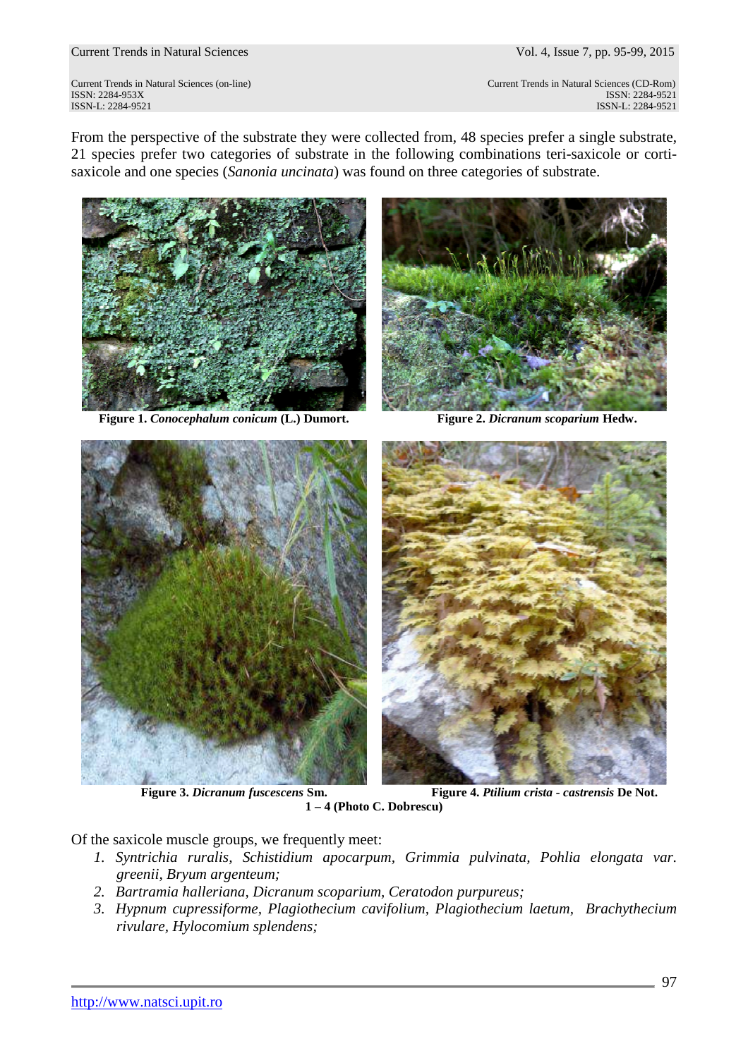From the perspective of the substrate they were collected from, 48 species prefer a single substrate, 21 species prefer two categories of substrate in the following combinations teri-saxicole or corti-saxicole and one species (*Sanonia uncinata*) was found on three categories of substrate.

**Figure 1.** ***Conocephalum conicum*** **(L.) Dumort.**

**Figure 2.** ***Dicranum scoparium*** **Hedw.**

**Figure 3.** ***Dicranum fuscescens*** **Sm.**

**Figure 4.** ***Ptilium crista - castrensis*** **De Not.**

**1 – 4 (Photo C. Dobrescu)**

Of the saxicole muscle groups, we frequently meet:

1. *Syntrichia ruralis, Schistidium apocarpum, Grimmia pulvinata, Pohlia elongata var. greenii, Bryum argenteum;*
2. *Bartramia halleriana, Dicranum scoparium, Ceratodon purpureus;*
3. *Hypnum cupressiforme, Plagiothecium cavifolium, Plagiothecium laetum, Brachythecium rivulare, Hylocomium splendens;*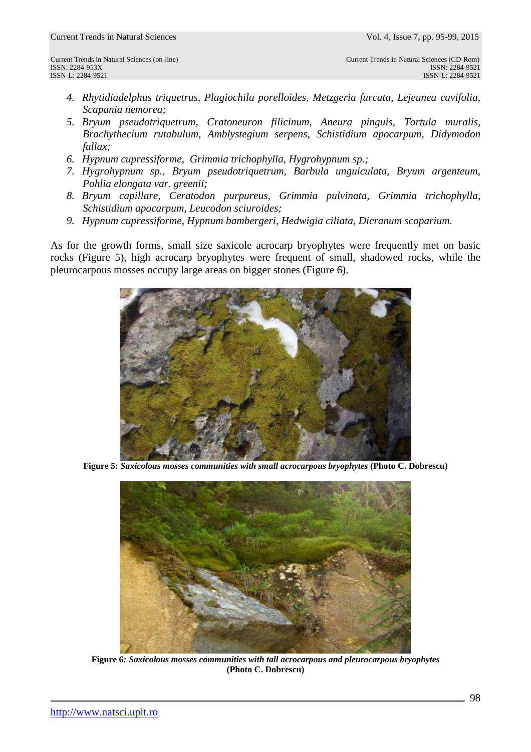4. *Rhytidiadelphus triquetrus, Plagiochila porelloides, Metzgeria furcata, Lejeunea cavifolia, Scapania nemorea;*
5. *Bryum pseudotriquetrum, Cratoneuron filicinum, Aneura pinguis, Tortula muralis, Brachythecium rutabulum, Amblystegium serpens, Schistidium apocarpum, Didymodon fallax;*
6. *Hypnum cupressiforme, Grimmia trichophylla, Hygrohypnum sp.;*
7. *Hygrohypnum sp., Bryum pseudotriquetrum, Barbula unguiculata, Bryum argenteum, Pohlia elongata var. greenii;*
8. *Bryum capillare, Ceratodon purpureus, Grimmia pulvinata, Grimmia trichophylla, Schistidium apocarpum, Leucodon sciuroides;*
9. *Hypnum cupressiforme, Hypnum bambergeri, Hedwigia ciliata, Dicranum scoparium.*

As for the growth forms, small size saxicole acrocarp bryophytes were frequently met on basic rocks (Figure 5), high acrocarp bryophytes were frequent of small, shadowed rocks, while the pleurocarpous mosses occupy large areas on bigger stones (Figure 6).

**Figure 5:** ***Saxicolous mosses communities with small acrocarpous bryophytes*** **(Photo C. Dobrescu)**

**Figure 6*:*** ***Saxicolous mosses communities with tall acrocarpous and pleurocarpous bryophytes*** **(Photo C. Dobrescu)**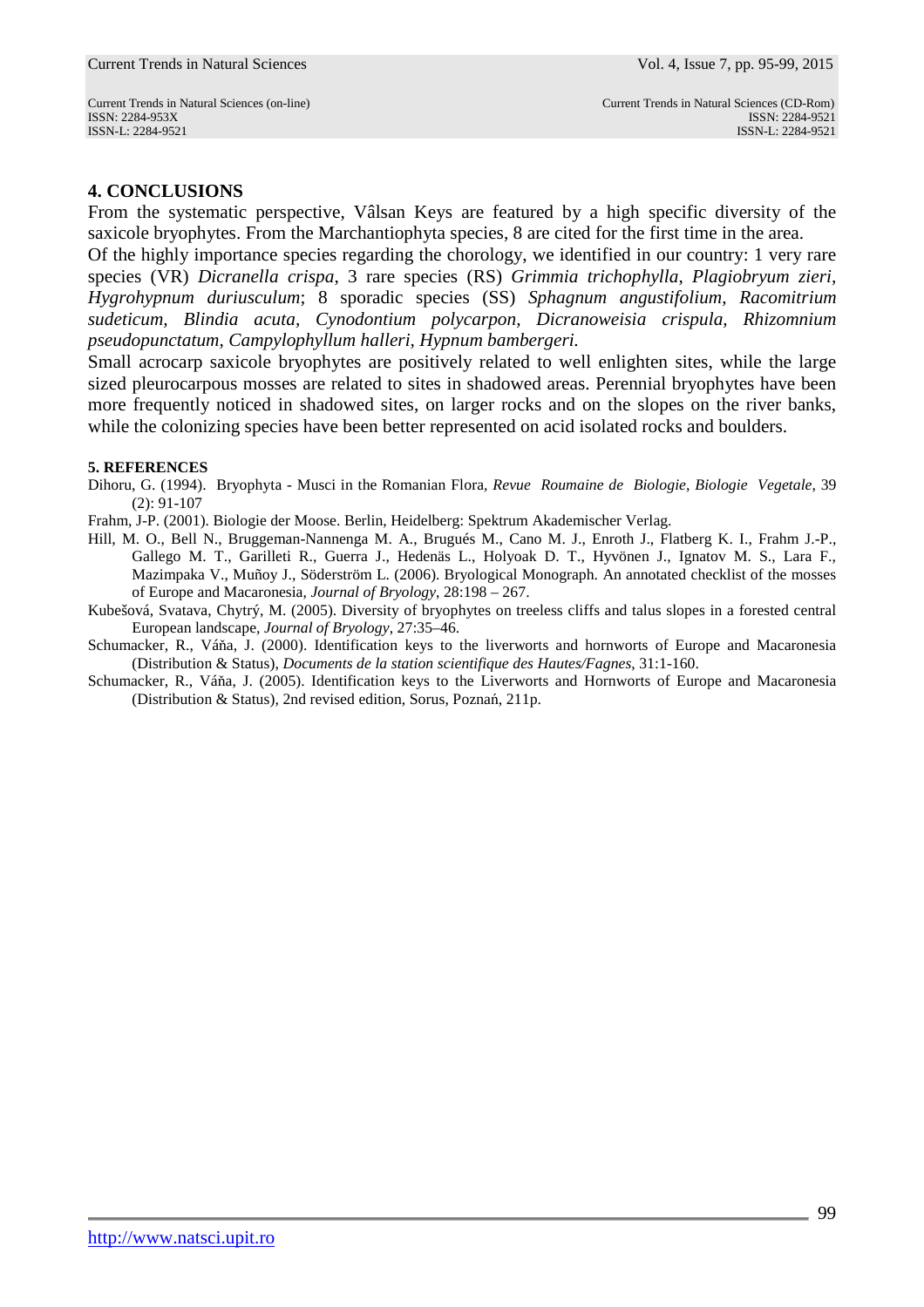## 4. CONCLUSIONS

From the systematic perspective, Vâlsan Keys are featured by a high specific diversity of the saxicole bryophytes. From the Marchantiophyta species, 8 are cited for the first time in the area.

Of the highly importance species regarding the chorology, we identified in our country: 1 very rare species (VR) *Dicranella crispa*, 3 rare species (RS) *Grimmia trichophylla*, *Plagiobryum zieri*, *Hygrohypnum duriusculum*; 8 sporadic species (SS) *Sphagnum angustifolium*, *Racomitrium sudeticum*, *Blindia acuta*, *Cynodontium polycarpon*, *Dicranoweisia crispula*, *Rhizomnium pseudopunctatum*, *Campylophyllum halleri*, *Hypnum bambergeri.*

Small acrocarp saxicole bryophytes are positively related to well enlighten sites, while the large sized pleurocarpous mosses are related to sites in shadowed areas. Perennial bryophytes have been more frequently noticed in shadowed sites, on larger rocks and on the slopes on the river banks, while the colonizing species have been better represented on acid isolated rocks and boulders.

### 5. REFERENCES

Dihoru, G. (1994). Bryophyta - Musci in the Romanian Flora, *Revue Roumaine de Biologie, Biologie Vegetale*, 39 (2): 91-107

Frahm, J-P. (2001). Biologie der Moose. Berlin, Heidelberg: Spektrum Akademischer Verlag.

Hill, M. O., Bell N., Bruggeman-Nannenga M. A., Brugués M., Cano M. J., Enroth J., Flatberg K. I., Frahm J.-P., Gallego M. T., Garilleti R., Guerra J., Hedenäs L., Holyoak D. T., Hyvönen J., Ignatov M. S., Lara F., Mazimpaka V., Muñoy J., Söderström L. (2006). Bryological Monograph. An annotated checklist of the mosses of Europe and Macaronesia, *Journal of Bryology*, 28:198 – 267.

Kubešová, Svatava, Chytrý, M. (2005). Diversity of bryophytes on treeless cliffs and talus slopes in a forested central European landscape, *Journal of Bryology*, 27:35–46.

Schumacker, R., Váňa, J. (2000). Identification keys to the liverworts and hornworts of Europe and Macaronesia (Distribution & Status), *Documents de la station scientifique des Hautes/Fagnes*, 31:1-160.

Schumacker, R., Váňa, J. (2005). Identification keys to the Liverworts and Hornworts of Europe and Macaronesia (Distribution & Status), 2nd revised edition, Sorus, Poznań, 211p.